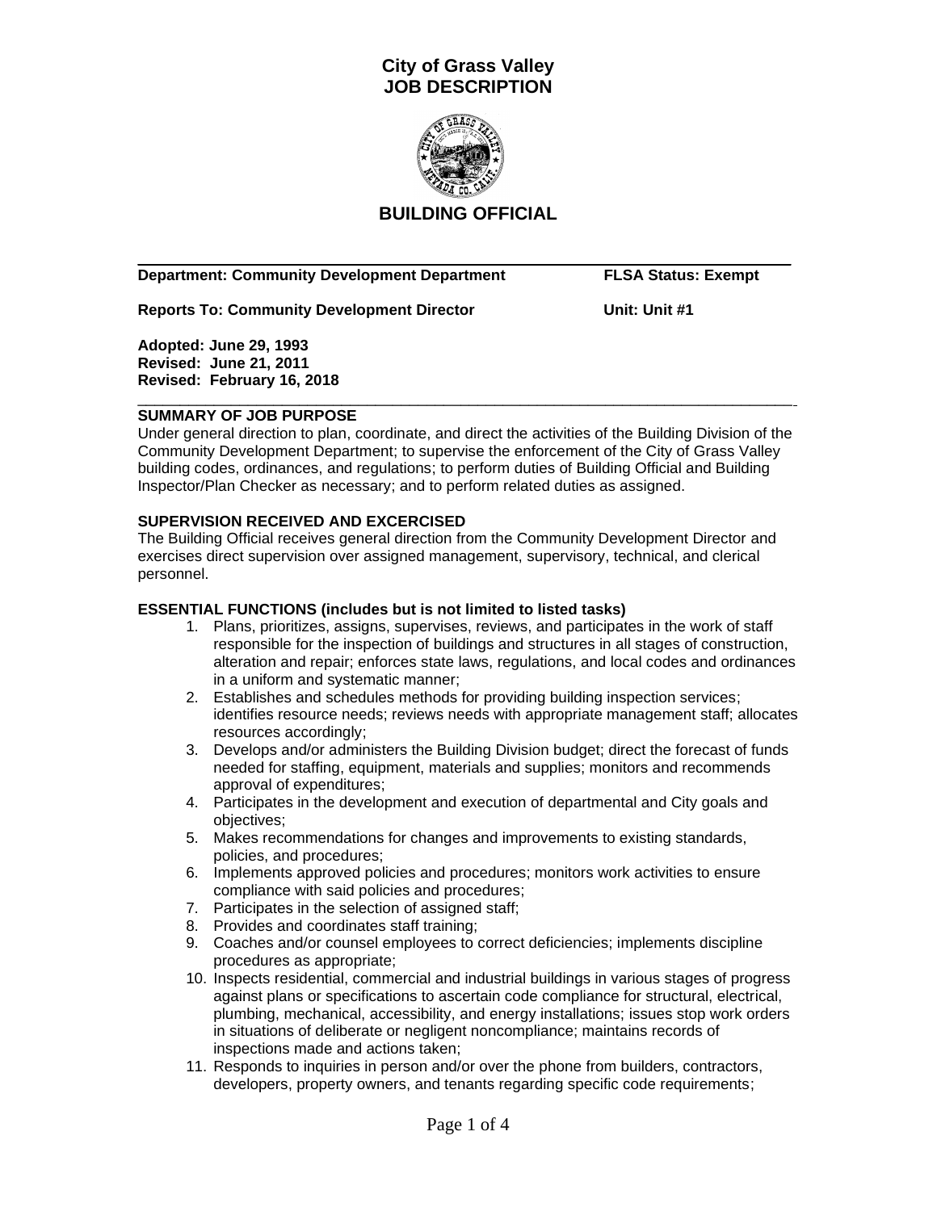# City of Grass Valley
# JOB DESCRIPTION

## BUILDING OFFICIAL

**Department: Community Development Department** **FLSA Status: Exempt**

**Reports To: Community Development Director** **Unit: Unit #1**

**Adopted: June 29, 1993**
**Revised: June 21, 2011**
**Revised: February 16, 2018**

### SUMMARY OF JOB PURPOSE

Under general direction to plan, coordinate, and direct the activities of the Building Division of the Community Development Department; to supervise the enforcement of the City of Grass Valley building codes, ordinances, and regulations; to perform duties of Building Official and Building Inspector/Plan Checker as necessary; and to perform related duties as assigned.

### SUPERVISION RECEIVED AND EXCERCISED

The Building Official receives general direction from the Community Development Director and exercises direct supervision over assigned management, supervisory, technical, and clerical personnel.

### ESSENTIAL FUNCTIONS (includes but is not limited to listed tasks)

1. Plans, prioritizes, assigns, supervises, reviews, and participates in the work of staff responsible for the inspection of buildings and structures in all stages of construction, alteration and repair; enforces state laws, regulations, and local codes and ordinances in a uniform and systematic manner;
2. Establishes and schedules methods for providing building inspection services; identifies resource needs; reviews needs with appropriate management staff; allocates resources accordingly;
3. Develops and/or administers the Building Division budget; direct the forecast of funds needed for staffing, equipment, materials and supplies; monitors and recommends approval of expenditures;
4. Participates in the development and execution of departmental and City goals and objectives;
5. Makes recommendations for changes and improvements to existing standards, policies, and procedures;
6. Implements approved policies and procedures; monitors work activities to ensure compliance with said policies and procedures;
7. Participates in the selection of assigned staff;
8. Provides and coordinates staff training;
9. Coaches and/or counsel employees to correct deficiencies; implements discipline procedures as appropriate;
10. Inspects residential, commercial and industrial buildings in various stages of progress against plans or specifications to ascertain code compliance for structural, electrical, plumbing, mechanical, accessibility, and energy installations; issues stop work orders in situations of deliberate or negligent noncompliance; maintains records of inspections made and actions taken;
11. Responds to inquiries in person and/or over the phone from builders, contractors, developers, property owners, and tenants regarding specific code requirements;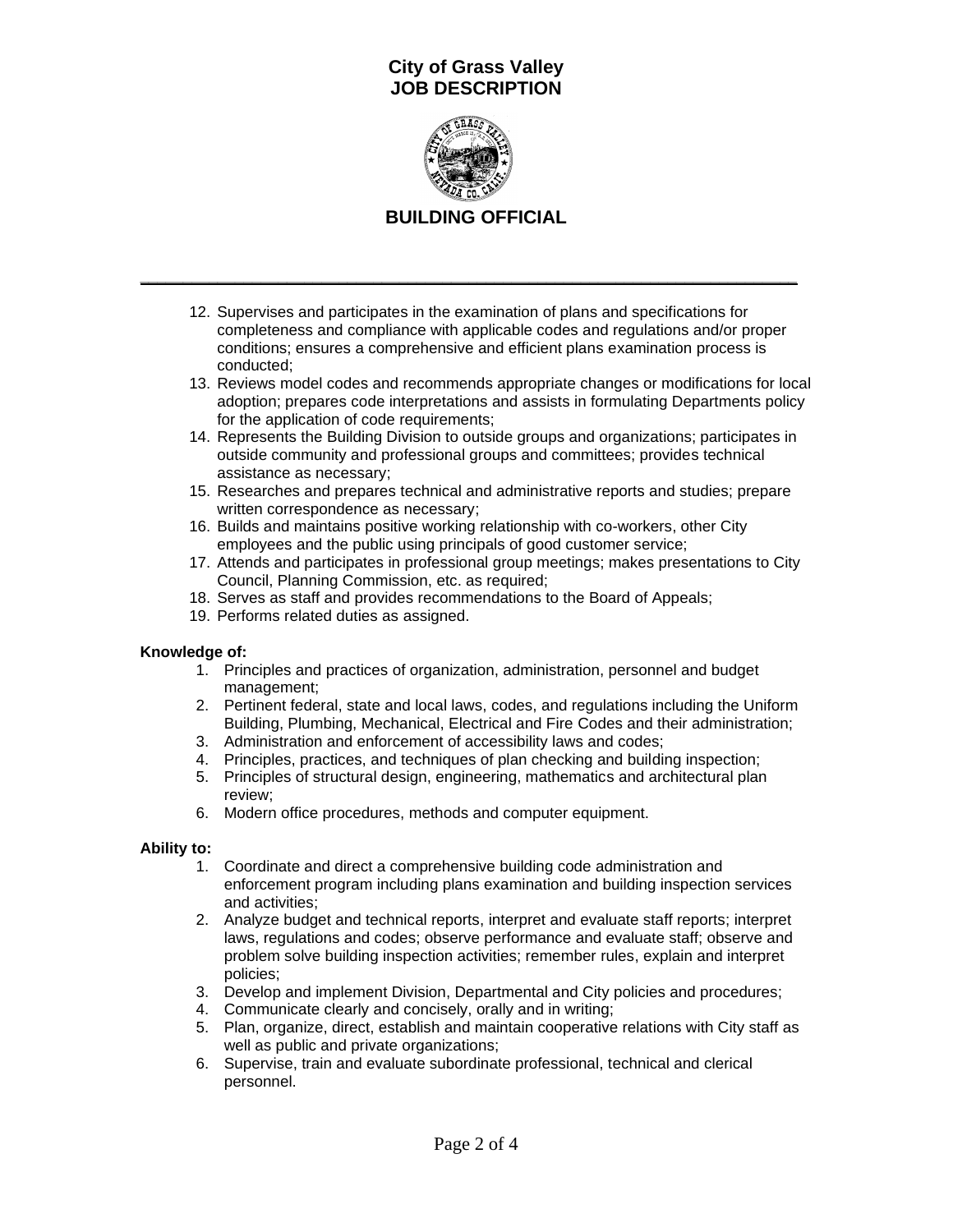12. Supervises and participates in the examination of plans and specifications for completeness and compliance with applicable codes and regulations and/or proper conditions; ensures a comprehensive and efficient plans examination process is conducted;
13. Reviews model codes and recommends appropriate changes or modifications for local adoption; prepares code interpretations and assists in formulating Departments policy for the application of code requirements;
14. Represents the Building Division to outside groups and organizations; participates in outside community and professional groups and committees; provides technical assistance as necessary;
15. Researches and prepares technical and administrative reports and studies; prepare written correspondence as necessary;
16. Builds and maintains positive working relationship with co-workers, other City employees and the public using principals of good customer service;
17. Attends and participates in professional group meetings; makes presentations to City Council, Planning Commission, etc. as required;
18. Serves as staff and provides recommendations to the Board of Appeals;
19. Performs related duties as assigned.

**Knowledge of:**

1. Principles and practices of organization, administration, personnel and budget management;
2. Pertinent federal, state and local laws, codes, and regulations including the Uniform Building, Plumbing, Mechanical, Electrical and Fire Codes and their administration;
3. Administration and enforcement of accessibility laws and codes;
4. Principles, practices, and techniques of plan checking and building inspection;
5. Principles of structural design, engineering, mathematics and architectural plan review;
6. Modern office procedures, methods and computer equipment.

**Ability to:**

1. Coordinate and direct a comprehensive building code administration and enforcement program including plans examination and building inspection services and activities;
2. Analyze budget and technical reports, interpret and evaluate staff reports; interpret laws, regulations and codes; observe performance and evaluate staff; observe and problem solve building inspection activities; remember rules, explain and interpret policies;
3. Develop and implement Division, Departmental and City policies and procedures;
4. Communicate clearly and concisely, orally and in writing;
5. Plan, organize, direct, establish and maintain cooperative relations with City staff as well as public and private organizations;
6. Supervise, train and evaluate subordinate professional, technical and clerical personnel.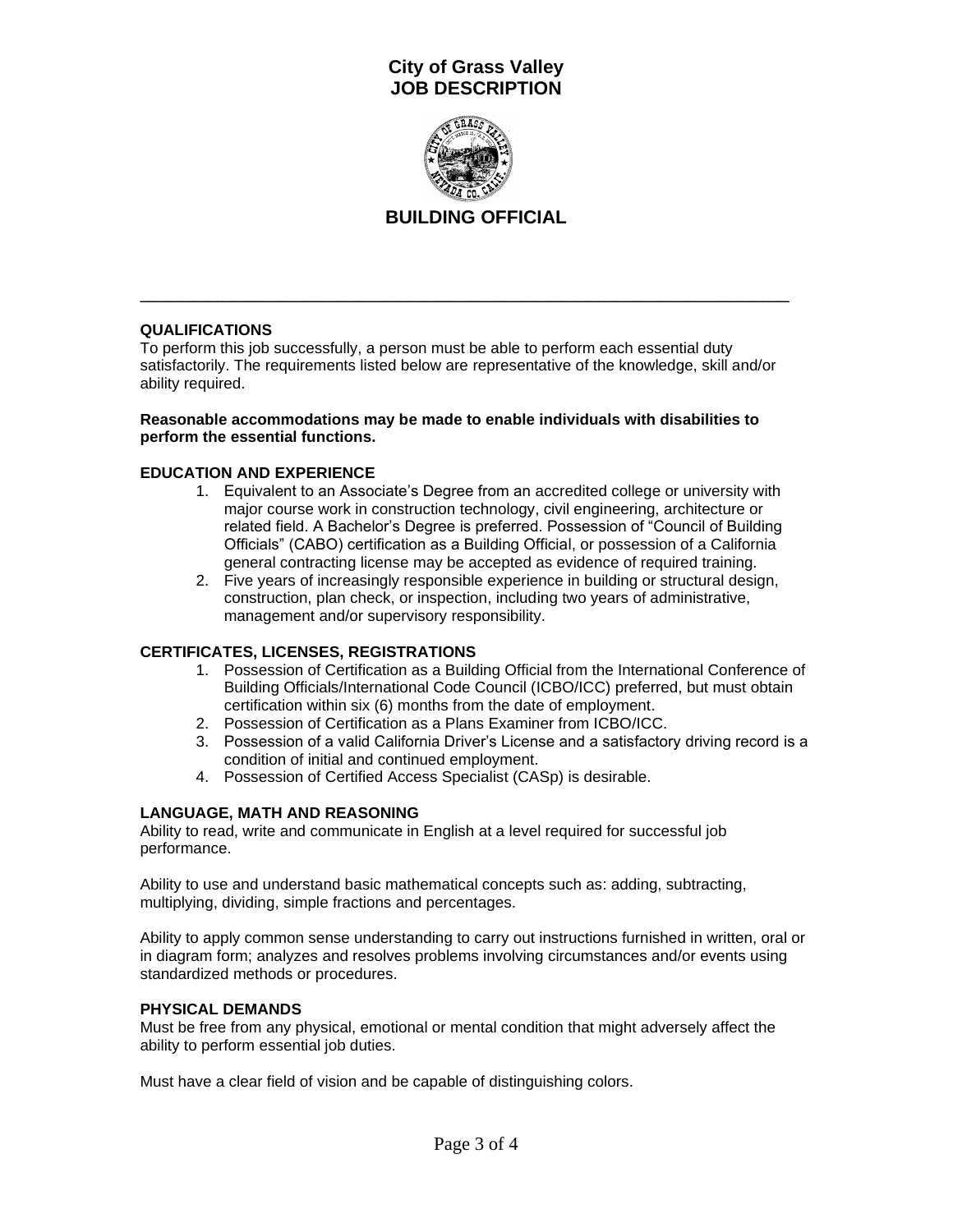# City of Grass Valley
# JOB DESCRIPTION

## BUILDING OFFICIAL

---

### QUALIFICATIONS

To perform this job successfully, a person must be able to perform each essential duty satisfactorily. The requirements listed below are representative of the knowledge, skill and/or ability required.

**Reasonable accommodations may be made to enable individuals with disabilities to perform the essential functions.**

### EDUCATION AND EXPERIENCE

1. Equivalent to an Associate's Degree from an accredited college or university with major course work in construction technology, civil engineering, architecture or related field. A Bachelor's Degree is preferred. Possession of "Council of Building Officials" (CABO) certification as a Building Official, or possession of a California general contracting license may be accepted as evidence of required training.
2. Five years of increasingly responsible experience in building or structural design, construction, plan check, or inspection, including two years of administrative, management and/or supervisory responsibility.

### CERTIFICATES, LICENSES, REGISTRATIONS

1. Possession of Certification as a Building Official from the International Conference of Building Officials/International Code Council (ICBO/ICC) preferred, but must obtain certification within six (6) months from the date of employment.
2. Possession of Certification as a Plans Examiner from ICBO/ICC.
3. Possession of a valid California Driver's License and a satisfactory driving record is a condition of initial and continued employment.
4. Possession of Certified Access Specialist (CASp) is desirable.

### LANGUAGE, MATH AND REASONING

Ability to read, write and communicate in English at a level required for successful job performance.

Ability to use and understand basic mathematical concepts such as: adding, subtracting, multiplying, dividing, simple fractions and percentages.

Ability to apply common sense understanding to carry out instructions furnished in written, oral or in diagram form; analyzes and resolves problems involving circumstances and/or events using standardized methods or procedures.

### PHYSICAL DEMANDS

Must be free from any physical, emotional or mental condition that might adversely affect the ability to perform essential job duties.

Must have a clear field of vision and be capable of distinguishing colors.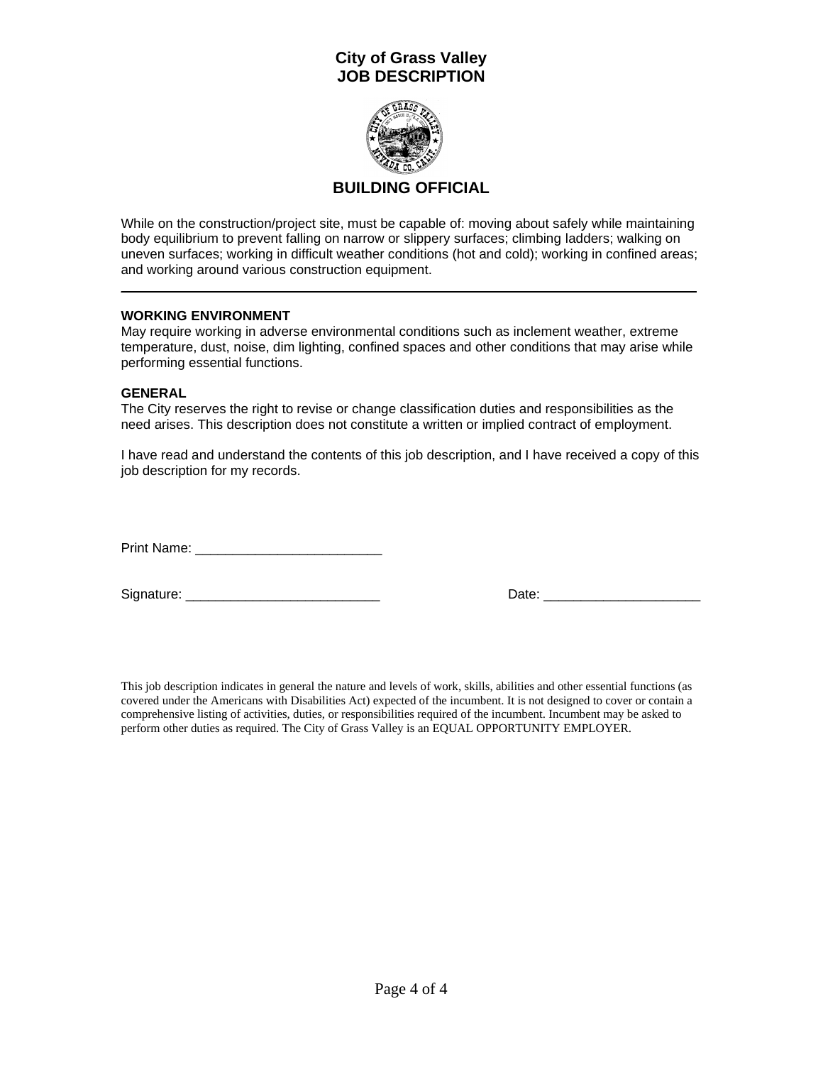# City of Grass Valley
# JOB DESCRIPTION

## BUILDING OFFICIAL

While on the construction/project site, must be capable of: moving about safely while maintaining body equilibrium to prevent falling on narrow or slippery surfaces; climbing ladders; walking on uneven surfaces; working in difficult weather conditions (hot and cold); working in confined areas; and working around various construction equipment.

---

**WORKING ENVIRONMENT**

May require working in adverse environmental conditions such as inclement weather, extreme temperature, dust, noise, dim lighting, confined spaces and other conditions that may arise while performing essential functions.

**GENERAL**

The City reserves the right to revise or change classification duties and responsibilities as the need arises. This description does not constitute a written or implied contract of employment.

I have read and understand the contents of this job description, and I have received a copy of this job description for my records.

Print Name: _________________________

Signature: __________________________ Date: _____________________

This job description indicates in general the nature and levels of work, skills, abilities and other essential functions (as covered under the Americans with Disabilities Act) expected of the incumbent. It is not designed to cover or contain a comprehensive listing of activities, duties, or responsibilities required of the incumbent. Incumbent may be asked to perform other duties as required. The City of Grass Valley is an EQUAL OPPORTUNITY EMPLOYER.